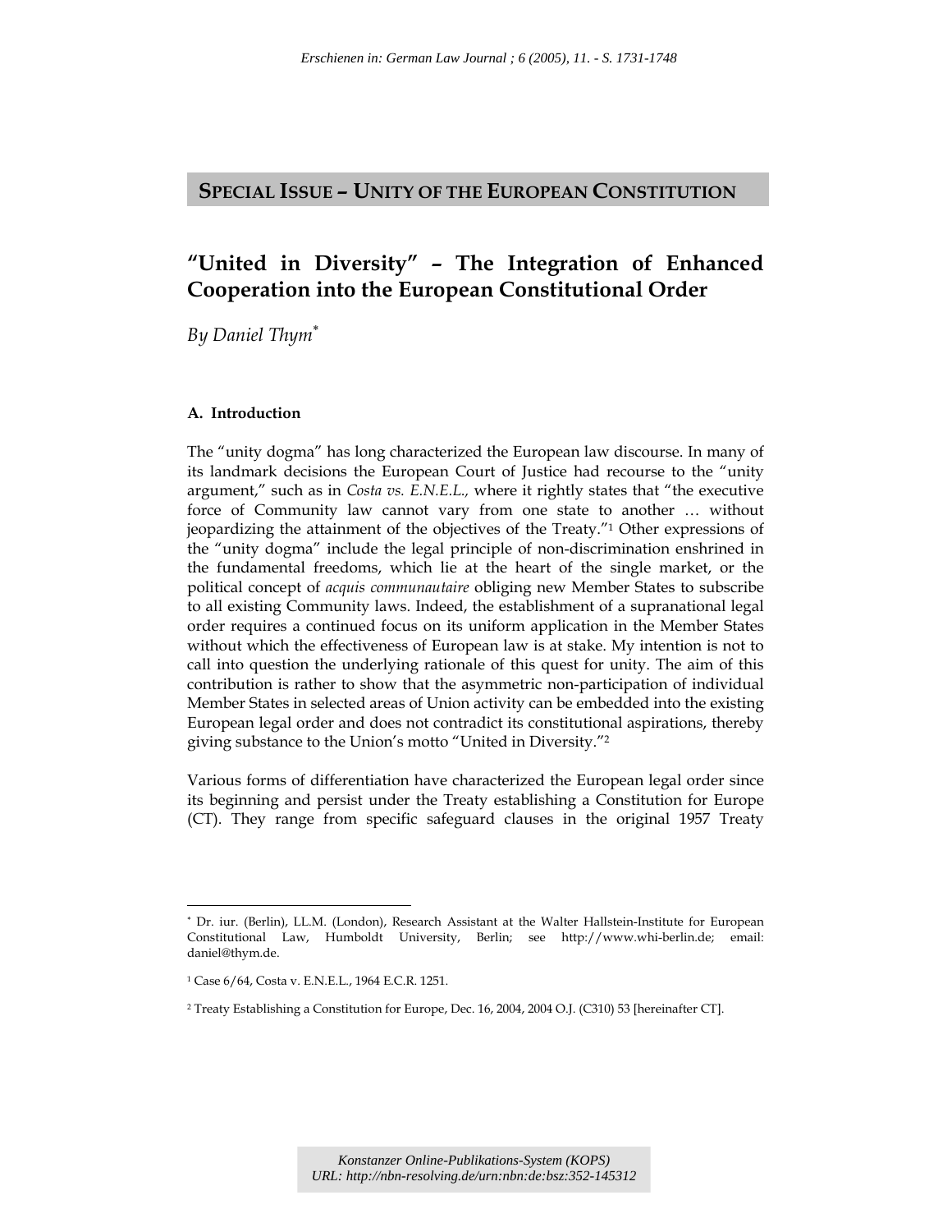## SPECIAL ISSUE – UNITY OF THE EUROPEAN CONSTITUTION

# "United in Diversity" – The Integration of Enhanced Cooperation into the European Constitutional Order

*By Daniel Thym*[*]

### A. Introduction

The "unity dogma" has long characterized the European law discourse. In many of its landmark decisions the European Court of Justice had recourse to the "unity argument," such as in *Costa vs. E.N.E.L.,* where it rightly states that "the executive force of Community law cannot vary from one state to another … without jeopardizing the attainment of the objectives of the Treaty."[1] Other expressions of the "unity dogma" include the legal principle of non-discrimination enshrined in the fundamental freedoms, which lie at the heart of the single market, or the political concept of *acquis communautaire* obliging new Member States to subscribe to all existing Community laws. Indeed, the establishment of a supranational legal order requires a continued focus on its uniform application in the Member States without which the effectiveness of European law is at stake. My intention is not to call into question the underlying rationale of this quest for unity. The aim of this contribution is rather to show that the asymmetric non-participation of individual Member States in selected areas of Union activity can be embedded into the existing European legal order and does not contradict its constitutional aspirations, thereby giving substance to the Union's motto "United in Diversity."[2]

Various forms of differentiation have characterized the European legal order since its beginning and persist under the Treaty establishing a Constitution for Europe (CT). They range from specific safeguard clauses in the original 1957 Treaty

---

[*] Dr. iur. (Berlin), LL.M. (London), Research Assistant at the Walter Hallstein-Institute for European Constitutional Law, Humboldt University, Berlin; see http://www.whi-berlin.de; email: daniel@thym.de.

[1] Case 6/64, Costa v. E.N.E.L., 1964 E.C.R. 1251.

[2] Treaty Establishing a Constitution for Europe, Dec. 16, 2004, 2004 O.J. (C310) 53 [hereinafter CT].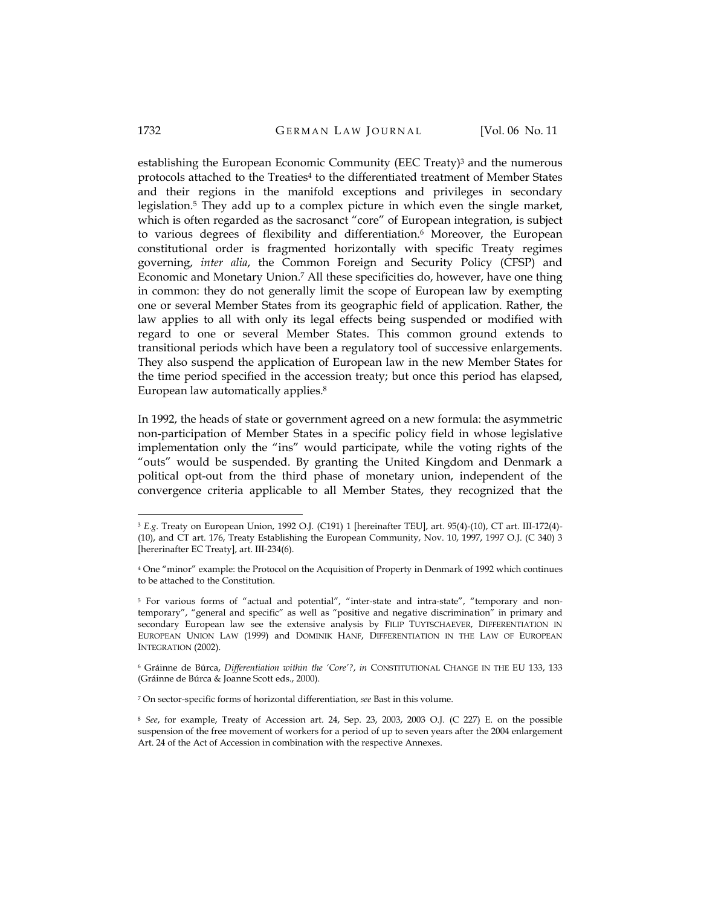establishing the European Economic Community (EEC Treaty)[3] and the numerous protocols attached to the Treaties[4] to the differentiated treatment of Member States and their regions in the manifold exceptions and privileges in secondary legislation.[5] They add up to a complex picture in which even the single market, which is often regarded as the sacrosanct "core" of European integration, is subject to various degrees of flexibility and differentiation.[6] Moreover, the European constitutional order is fragmented horizontally with specific Treaty regimes governing, *inter alia*, the Common Foreign and Security Policy (CFSP) and Economic and Monetary Union.[7] All these specificities do, however, have one thing in common: they do not generally limit the scope of European law by exempting one or several Member States from its geographic field of application. Rather, the law applies to all with only its legal effects being suspended or modified with regard to one or several Member States. This common ground extends to transitional periods which have been a regulatory tool of successive enlargements. They also suspend the application of European law in the new Member States for the time period specified in the accession treaty; but once this period has elapsed, European law automatically applies.[8]

In 1992, the heads of state or government agreed on a new formula: the asymmetric non-participation of Member States in a specific policy field in whose legislative implementation only the "ins" would participate, while the voting rights of the "outs" would be suspended. By granting the United Kingdom and Denmark a political opt-out from the third phase of monetary union, independent of the convergence criteria applicable to all Member States, they recognized that the

---

[3] *E.g.* Treaty on European Union, 1992 O.J. (C191) 1 [hereinafter TEU], art. 95(4)-(10), CT art. III-172(4)-(10), and CT art. 176, Treaty Establishing the European Community, Nov. 10, 1997, 1997 O.J. (C 340) 3 [hererinafter EC Treaty], art. III-234(6).

[4] One "minor" example: the Protocol on the Acquisition of Property in Denmark of 1992 which continues to be attached to the Constitution.

[5] For various forms of "actual and potential", "inter-state and intra-state", "temporary and non-temporary", "general and specific" as well as "positive and negative discrimination" in primary and secondary European law see the extensive analysis by FILIP TUYTSCHAEVER, DIFFERENTIATION IN EUROPEAN UNION LAW (1999) and DOMINIK HANF, DIFFERENTIATION IN THE LAW OF EUROPEAN INTEGRATION (2002).

[6] Gráinne de Búrca, *Differentiation within the 'Core'?*, *in* CONSTITUTIONAL CHANGE IN THE EU 133, 133 (Gráinne de Búrca & Joanne Scott eds., 2000).

[7] On sector-specific forms of horizontal differentiation, *see* Bast in this volume.

[8] *See*, for example, Treaty of Accession art. 24, Sep. 23, 2003, 2003 O.J. (C 227) E. on the possible suspension of the free movement of workers for a period of up to seven years after the 2004 enlargement Art. 24 of the Act of Accession in combination with the respective Annexes.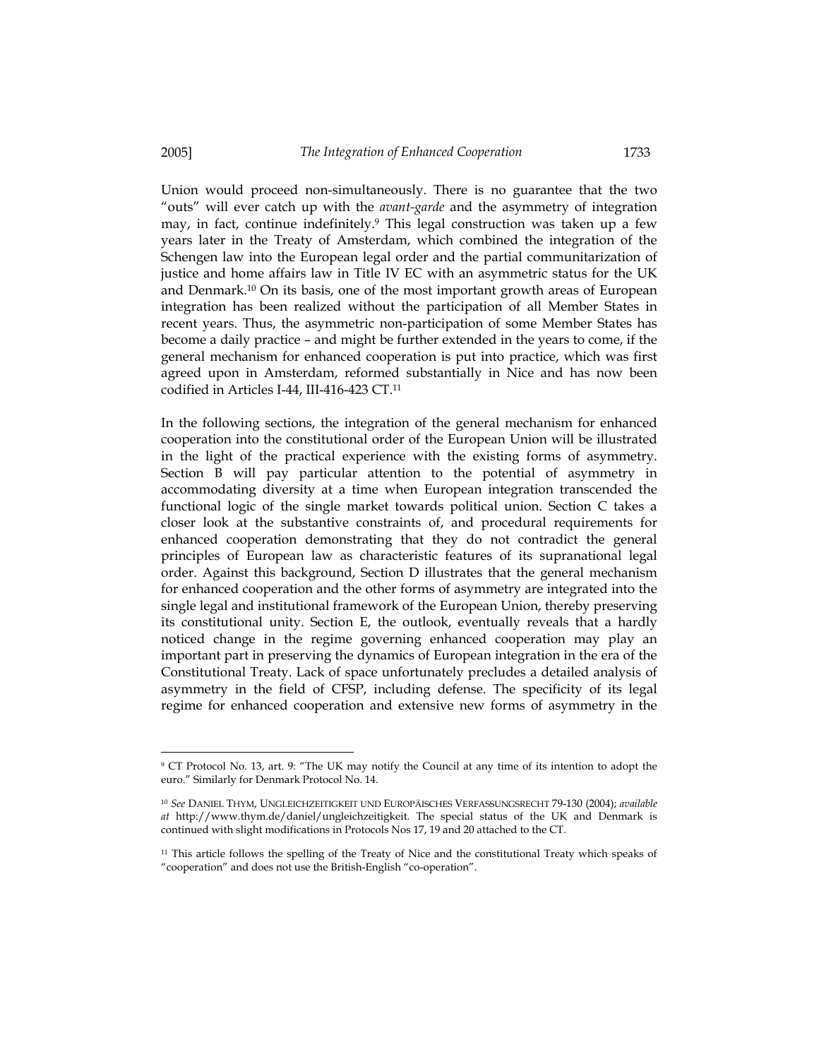Union would proceed non-simultaneously. There is no guarantee that the two "outs" will ever catch up with the *avant-garde* and the asymmetry of integration may, in fact, continue indefinitely.[9] This legal construction was taken up a few years later in the Treaty of Amsterdam, which combined the integration of the Schengen law into the European legal order and the partial communitarization of justice and home affairs law in Title IV EC with an asymmetric status for the UK and Denmark.[10] On its basis, one of the most important growth areas of European integration has been realized without the participation of all Member States in recent years. Thus, the asymmetric non-participation of some Member States has become a daily practice – and might be further extended in the years to come, if the general mechanism for enhanced cooperation is put into practice, which was first agreed upon in Amsterdam, reformed substantially in Nice and has now been codified in Articles I-44, III-416-423 CT.[11]

In the following sections, the integration of the general mechanism for enhanced cooperation into the constitutional order of the European Union will be illustrated in the light of the practical experience with the existing forms of asymmetry. Section B will pay particular attention to the potential of asymmetry in accommodating diversity at a time when European integration transcended the functional logic of the single market towards political union. Section C takes a closer look at the substantive constraints of, and procedural requirements for enhanced cooperation demonstrating that they do not contradict the general principles of European law as characteristic features of its supranational legal order. Against this background, Section D illustrates that the general mechanism for enhanced cooperation and the other forms of asymmetry are integrated into the single legal and institutional framework of the European Union, thereby preserving its constitutional unity. Section E, the outlook, eventually reveals that a hardly noticed change in the regime governing enhanced cooperation may play an important part in preserving the dynamics of European integration in the era of the Constitutional Treaty. Lack of space unfortunately precludes a detailed analysis of asymmetry in the field of CFSP, including defense. The specificity of its legal regime for enhanced cooperation and extensive new forms of asymmetry in the

---

[9] CT Protocol No. 13, art. 9: "The UK may notify the Council at any time of its intention to adopt the euro." Similarly for Denmark Protocol No. 14.

[10] *See* DANIEL THYM, UNGLEICHZEITIGKEIT UND EUROPÄISCHES VERFASSUNGSRECHT 79-130 (2004); *available at* http://www.thym.de/daniel/ungleichzeitigkeit. The special status of the UK and Denmark is continued with slight modifications in Protocols Nos 17, 19 and 20 attached to the CT.

[11] This article follows the spelling of the Treaty of Nice and the constitutional Treaty which speaks of "cooperation" and does not use the British-English "co-operation".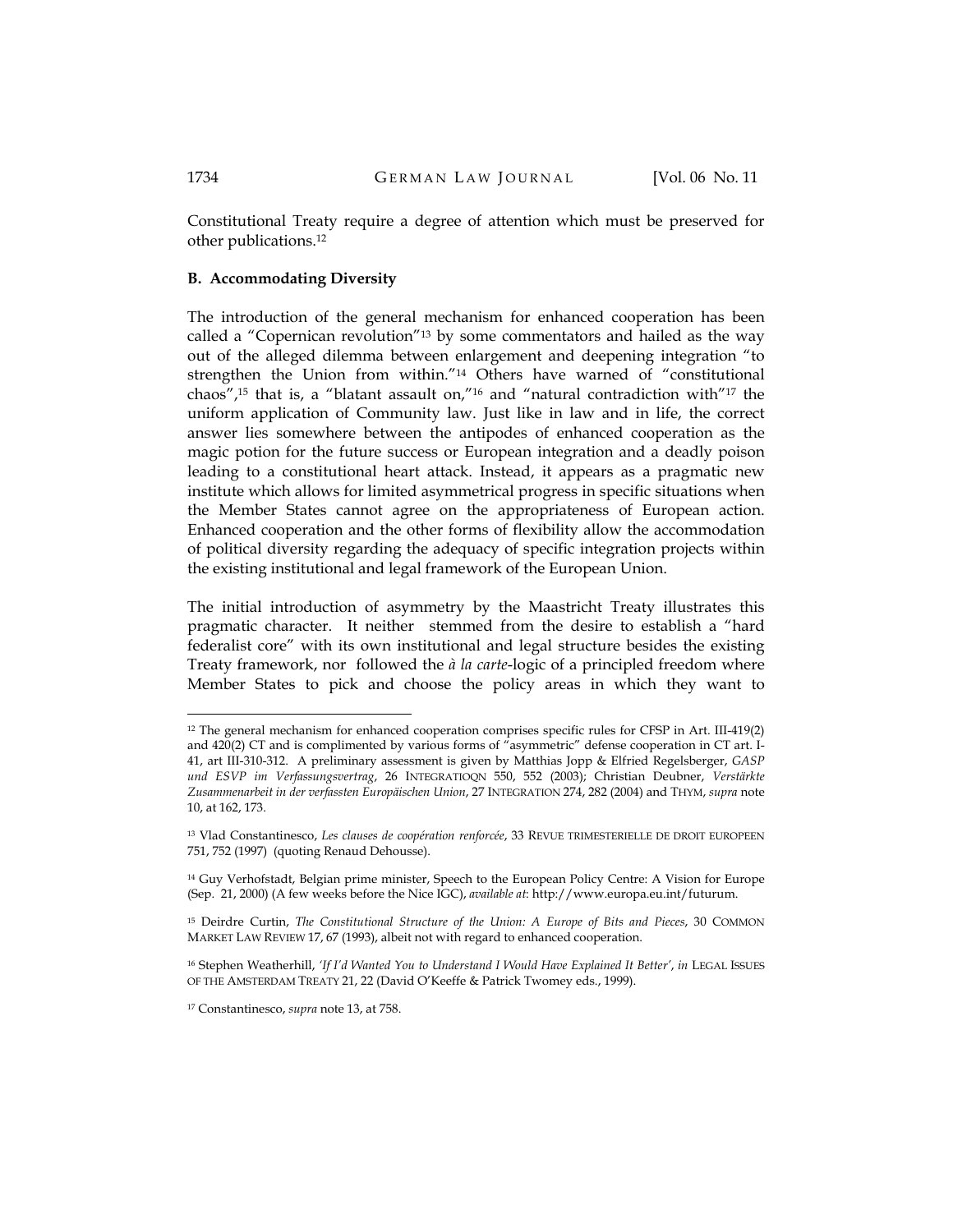Constitutional Treaty require a degree of attention which must be preserved for other publications.[12]

## B. Accommodating Diversity

The introduction of the general mechanism for enhanced cooperation has been called a "Copernican revolution"[13] by some commentators and hailed as the way out of the alleged dilemma between enlargement and deepening integration "to strengthen the Union from within."[14] Others have warned of "constitutional chaos",[15] that is, a "blatant assault on,"[16] and "natural contradiction with"[17] the uniform application of Community law. Just like in law and in life, the correct answer lies somewhere between the antipodes of enhanced cooperation as the magic potion for the future success or European integration and a deadly poison leading to a constitutional heart attack. Instead, it appears as a pragmatic new institute which allows for limited asymmetrical progress in specific situations when the Member States cannot agree on the appropriateness of European action. Enhanced cooperation and the other forms of flexibility allow the accommodation of political diversity regarding the adequacy of specific integration projects within the existing institutional and legal framework of the European Union.

The initial introduction of asymmetry by the Maastricht Treaty illustrates this pragmatic character. It neither stemmed from the desire to establish a "hard federalist core" with its own institutional and legal structure besides the existing Treaty framework, nor followed the *à la carte*-logic of a principled freedom where Member States to pick and choose the policy areas in which they want to

---

[12] The general mechanism for enhanced cooperation comprises specific rules for CFSP in Art. III-419(2) and 420(2) CT and is complimented by various forms of "asymmetric" defense cooperation in CT art. I-41, art III-310-312. A preliminary assessment is given by Matthias Jopp & Elfried Regelsberger, *GASP und ESVP im Verfassungsvertrag*, 26 INTEGRATIOQN 550, 552 (2003); Christian Deubner, *Verstärkte Zusammenarbeit in der verfassten Europäischen Union*, 27 INTEGRATION 274, 282 (2004) and THYM, *supra* note 10, at 162, 173.

[13] Vlad Constantinesco, *Les clauses de coopération renforcée*, 33 REVUE TRIMESTERIELLE DE DROIT EUROPEEN 751, 752 (1997) (quoting Renaud Dehousse).

[14] Guy Verhofstadt, Belgian prime minister, Speech to the European Policy Centre: A Vision for Europe (Sep. 21, 2000) (A few weeks before the Nice IGC), *available at*: http://www.europa.eu.int/futurum.

[15] Deirdre Curtin, *The Constitutional Structure of the Union: A Europe of Bits and Pieces*, 30 COMMON MARKET LAW REVIEW 17, 67 (1993), albeit not with regard to enhanced cooperation.

[16] Stephen Weatherhill, *'If I'd Wanted You to Understand I Would Have Explained It Better'*, *in* LEGAL ISSUES OF THE AMSTERDAM TREATY 21, 22 (David O'Keeffe & Patrick Twomey eds., 1999).

[17] Constantinesco, *supra* note 13, at 758.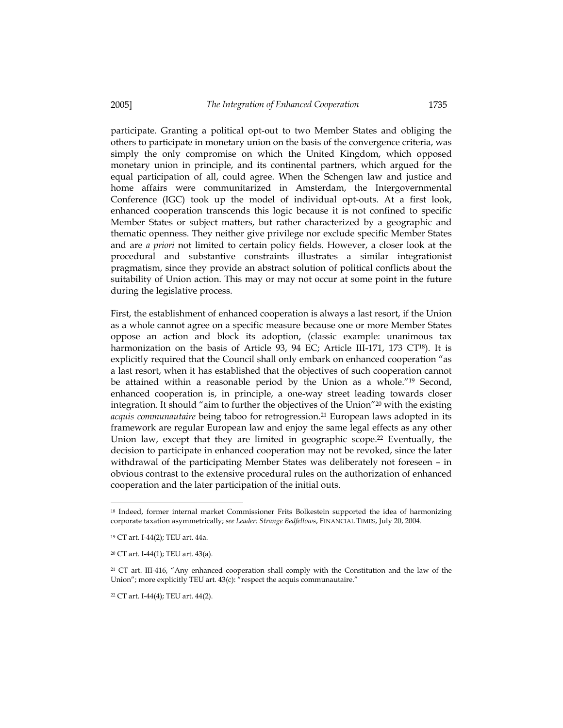participate. Granting a political opt-out to two Member States and obliging the others to participate in monetary union on the basis of the convergence criteria, was simply the only compromise on which the United Kingdom, which opposed monetary union in principle, and its continental partners, which argued for the equal participation of all, could agree. When the Schengen law and justice and home affairs were communitarized in Amsterdam, the Intergovernmental Conference (IGC) took up the model of individual opt-outs. At a first look, enhanced cooperation transcends this logic because it is not confined to specific Member States or subject matters, but rather characterized by a geographic and thematic openness. They neither give privilege nor exclude specific Member States and are *a priori* not limited to certain policy fields. However, a closer look at the procedural and substantive constraints illustrates a similar integrationist pragmatism, since they provide an abstract solution of political conflicts about the suitability of Union action. This may or may not occur at some point in the future during the legislative process.

First, the establishment of enhanced cooperation is always a last resort, if the Union as a whole cannot agree on a specific measure because one or more Member States oppose an action and block its adoption, (classic example: unanimous tax harmonization on the basis of Article 93, 94 EC; Article III-171, 173 CT[18]). It is explicitly required that the Council shall only embark on enhanced cooperation "as a last resort, when it has established that the objectives of such cooperation cannot be attained within a reasonable period by the Union as a whole."[19] Second, enhanced cooperation is, in principle, a one-way street leading towards closer integration. It should "aim to further the objectives of the Union"[20] with the existing *acquis communautaire* being taboo for retrogression.[21] European laws adopted in its framework are regular European law and enjoy the same legal effects as any other Union law, except that they are limited in geographic scope.[22] Eventually, the decision to participate in enhanced cooperation may not be revoked, since the later withdrawal of the participating Member States was deliberately not foreseen – in obvious contrast to the extensive procedural rules on the authorization of enhanced cooperation and the later participation of the initial outs.

---

[18] Indeed, former internal market Commissioner Frits Bolkestein supported the idea of harmonizing corporate taxation asymmetrically; *see Leader: Strange Bedfellows*, FINANCIAL TIMES, July 20, 2004.

[19] CT art. I-44(2); TEU art. 44a.

[20] CT art. I-44(1); TEU art. 43(a).

[21] CT art. III-416, "Any enhanced cooperation shall comply with the Constitution and the law of the Union"; more explicitly TEU art. 43(c): "respect the acquis communautaire."

[22] CT art. I-44(4); TEU art. 44(2).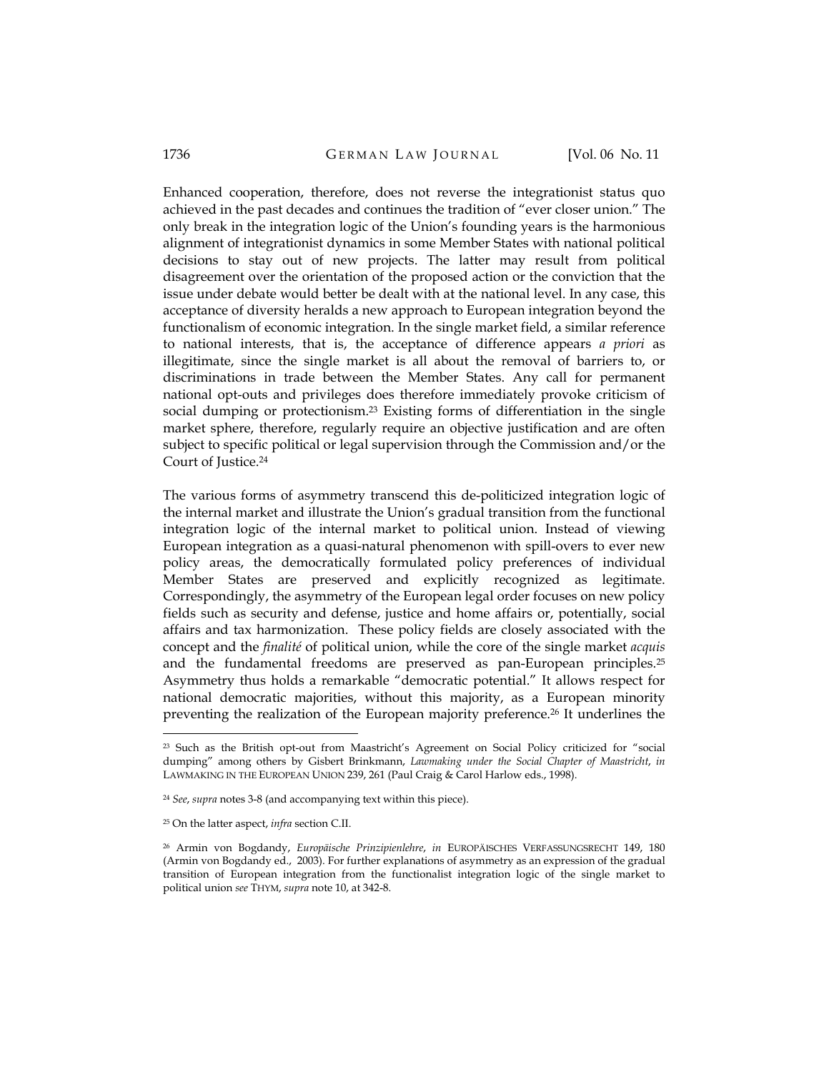Enhanced cooperation, therefore, does not reverse the integrationist status quo achieved in the past decades and continues the tradition of "ever closer union." The only break in the integration logic of the Union's founding years is the harmonious alignment of integrationist dynamics in some Member States with national political decisions to stay out of new projects. The latter may result from political disagreement over the orientation of the proposed action or the conviction that the issue under debate would better be dealt with at the national level. In any case, this acceptance of diversity heralds a new approach to European integration beyond the functionalism of economic integration. In the single market field, a similar reference to national interests, that is, the acceptance of difference appears *a priori* as illegitimate, since the single market is all about the removal of barriers to, or discriminations in trade between the Member States. Any call for permanent national opt-outs and privileges does therefore immediately provoke criticism of social dumping or protectionism.[23] Existing forms of differentiation in the single market sphere, therefore, regularly require an objective justification and are often subject to specific political or legal supervision through the Commission and/or the Court of Justice.[24]

The various forms of asymmetry transcend this de-politicized integration logic of the internal market and illustrate the Union's gradual transition from the functional integration logic of the internal market to political union. Instead of viewing European integration as a quasi-natural phenomenon with spill-overs to ever new policy areas, the democratically formulated policy preferences of individual Member States are preserved and explicitly recognized as legitimate. Correspondingly, the asymmetry of the European legal order focuses on new policy fields such as security and defense, justice and home affairs or, potentially, social affairs and tax harmonization. These policy fields are closely associated with the concept and the *finalité* of political union, while the core of the single market *acquis* and the fundamental freedoms are preserved as pan-European principles.[25] Asymmetry thus holds a remarkable "democratic potential." It allows respect for national democratic majorities, without this majority, as a European minority preventing the realization of the European majority preference.[26] It underlines the

---

[23] Such as the British opt-out from Maastricht's Agreement on Social Policy criticized for "social dumping" among others by Gisbert Brinkmann, *Lawmaking under the Social Chapter of Maastricht*, *in* LAWMAKING IN THE EUROPEAN UNION 239, 261 (Paul Craig & Carol Harlow eds., 1998).

[24] *See*, *supra* notes 3-8 (and accompanying text within this piece).

[25] On the latter aspect, *infra* section C.II.

[26] Armin von Bogdandy, *Europäische Prinzipienlehre*, *in* EUROPÄISCHES VERFASSUNGSRECHT 149, 180 (Armin von Bogdandy ed., 2003). For further explanations of asymmetry as an expression of the gradual transition of European integration from the functionalist integration logic of the single market to political union *see* THYM, *supra* note 10, at 342-8.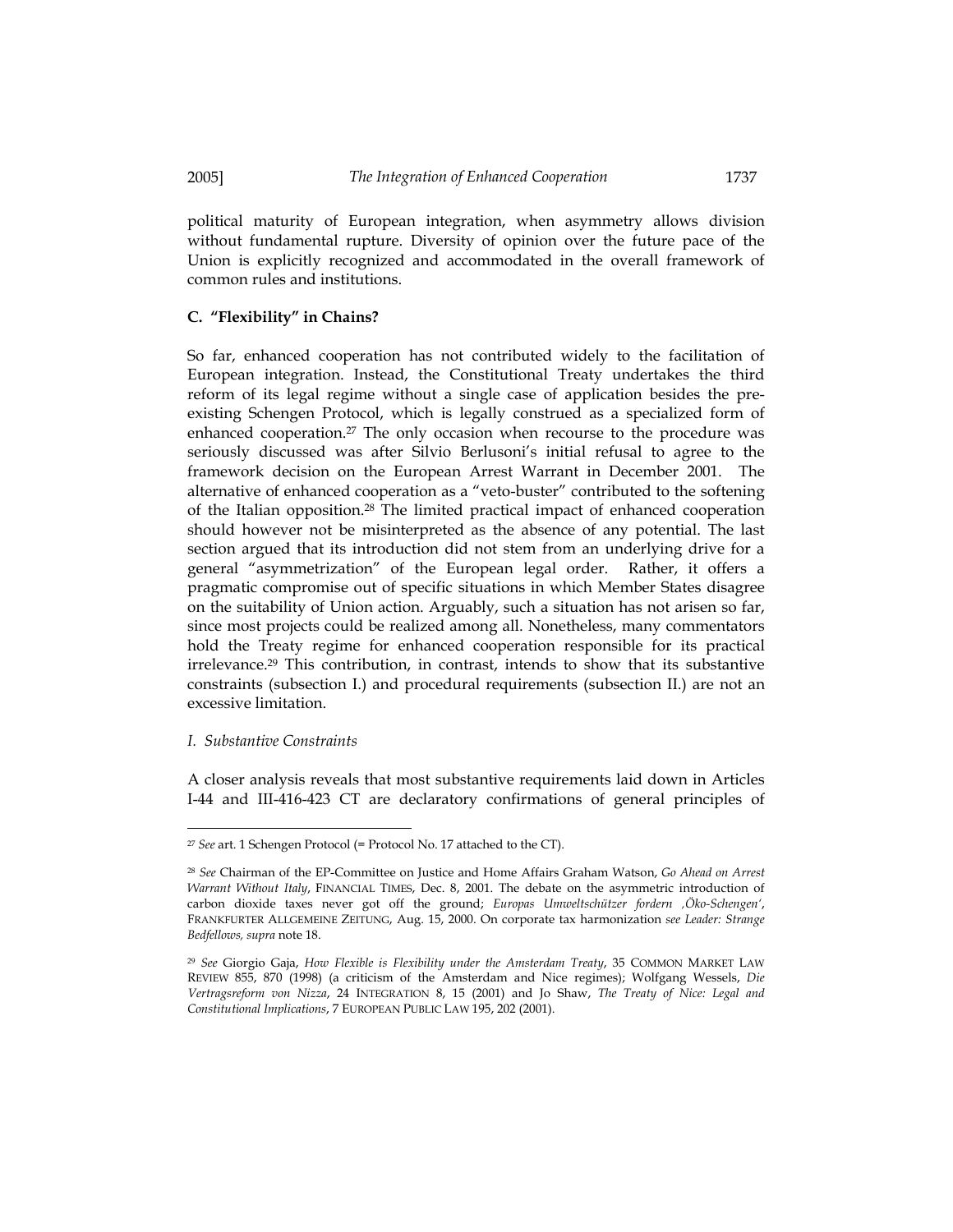political maturity of European integration, when asymmetry allows division without fundamental rupture. Diversity of opinion over the future pace of the Union is explicitly recognized and accommodated in the overall framework of common rules and institutions.

## C. "Flexibility" in Chains?

So far, enhanced cooperation has not contributed widely to the facilitation of European integration. Instead, the Constitutional Treaty undertakes the third reform of its legal regime without a single case of application besides the pre-existing Schengen Protocol, which is legally construed as a specialized form of enhanced cooperation.[27] The only occasion when recourse to the procedure was seriously discussed was after Silvio Berlusoni's initial refusal to agree to the framework decision on the European Arrest Warrant in December 2001. The alternative of enhanced cooperation as a "veto-buster" contributed to the softening of the Italian opposition.[28] The limited practical impact of enhanced cooperation should however not be misinterpreted as the absence of any potential. The last section argued that its introduction did not stem from an underlying drive for a general "asymmetrization" of the European legal order. Rather, it offers a pragmatic compromise out of specific situations in which Member States disagree on the suitability of Union action. Arguably, such a situation has not arisen so far, since most projects could be realized among all. Nonetheless, many commentators hold the Treaty regime for enhanced cooperation responsible for its practical irrelevance.[29] This contribution, in contrast, intends to show that its substantive constraints (subsection I.) and procedural requirements (subsection II.) are not an excessive limitation.

### *I. Substantive Constraints*

A closer analysis reveals that most substantive requirements laid down in Articles I-44 and III-416-423 CT are declaratory confirmations of general principles of

---

[27] *See* art. 1 Schengen Protocol (= Protocol No. 17 attached to the CT).

[28] *See* Chairman of the EP-Committee on Justice and Home Affairs Graham Watson, *Go Ahead on Arrest Warrant Without Italy*, FINANCIAL TIMES, Dec. 8, 2001. The debate on the asymmetric introduction of carbon dioxide taxes never got off the ground; *Europas Umweltschützer fordern ‚Öko-Schengen'*, FRANKFURTER ALLGEMEINE ZEITUNG, Aug. 15, 2000. On corporate tax harmonization *see Leader: Strange Bedfellows, supra* note 18.

[29] *See* Giorgio Gaja, *How Flexible is Flexibility under the Amsterdam Treaty*, 35 COMMON MARKET LAW REVIEW 855, 870 (1998) (a criticism of the Amsterdam and Nice regimes); Wolfgang Wessels, *Die Vertragsreform von Nizza*, 24 INTEGRATION 8, 15 (2001) and Jo Shaw, *The Treaty of Nice: Legal and Constitutional Implications*, 7 EUROPEAN PUBLIC LAW 195, 202 (2001).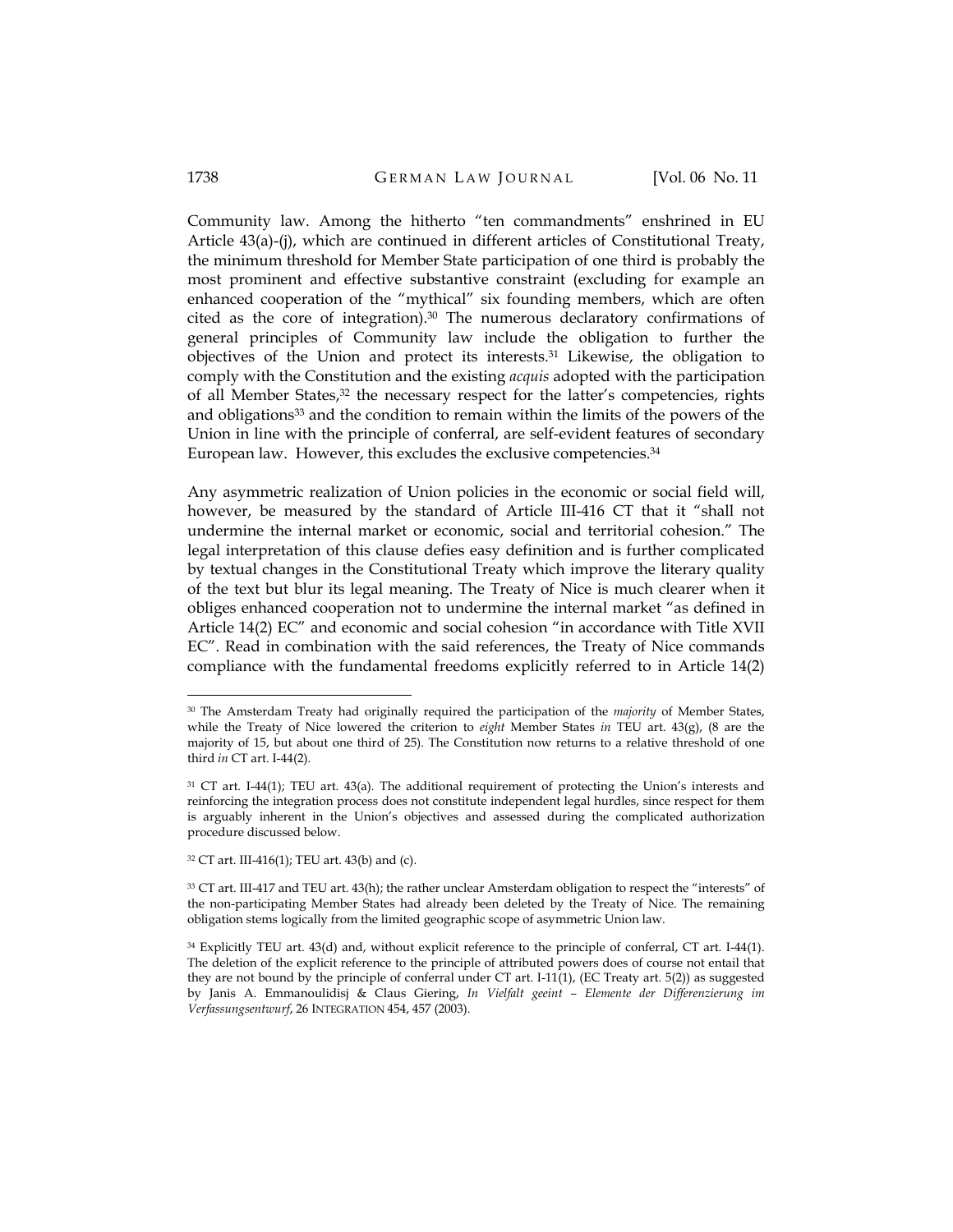Community law. Among the hitherto "ten commandments" enshrined in EU Article 43(a)-(j), which are continued in different articles of Constitutional Treaty, the minimum threshold for Member State participation of one third is probably the most prominent and effective substantive constraint (excluding for example an enhanced cooperation of the "mythical" six founding members, which are often cited as the core of integration).[30] The numerous declaratory confirmations of general principles of Community law include the obligation to further the objectives of the Union and protect its interests.[31] Likewise, the obligation to comply with the Constitution and the existing *acquis* adopted with the participation of all Member States,[32] the necessary respect for the latter's competencies, rights and obligations[33] and the condition to remain within the limits of the powers of the Union in line with the principle of conferral, are self-evident features of secondary European law. However, this excludes the exclusive competencies.[34]

Any asymmetric realization of Union policies in the economic or social field will, however, be measured by the standard of Article III-416 CT that it "shall not undermine the internal market or economic, social and territorial cohesion." The legal interpretation of this clause defies easy definition and is further complicated by textual changes in the Constitutional Treaty which improve the literary quality of the text but blur its legal meaning. The Treaty of Nice is much clearer when it obliges enhanced cooperation not to undermine the internal market "as defined in Article 14(2) EC" and economic and social cohesion "in accordance with Title XVII EC". Read in combination with the said references, the Treaty of Nice commands compliance with the fundamental freedoms explicitly referred to in Article 14(2)

---

[30] The Amsterdam Treaty had originally required the participation of the *majority* of Member States, while the Treaty of Nice lowered the criterion to *eight* Member States *in* TEU art. 43(g), (8 are the majority of 15, but about one third of 25). The Constitution now returns to a relative threshold of one third *in* CT art. I-44(2).

[31] CT art. I-44(1); TEU art. 43(a). The additional requirement of protecting the Union's interests and reinforcing the integration process does not constitute independent legal hurdles, since respect for them is arguably inherent in the Union's objectives and assessed during the complicated authorization procedure discussed below.

[32] CT art. III-416(1); TEU art. 43(b) and (c).

[33] CT art. III-417 and TEU art. 43(h); the rather unclear Amsterdam obligation to respect the "interests" of the non-participating Member States had already been deleted by the Treaty of Nice. The remaining obligation stems logically from the limited geographic scope of asymmetric Union law.

[34] Explicitly TEU art. 43(d) and, without explicit reference to the principle of conferral, CT art. I-44(1). The deletion of the explicit reference to the principle of attributed powers does of course not entail that they are not bound by the principle of conferral under CT art. I-11(1), (EC Treaty art. 5(2)) as suggested by Janis A. Emmanoulidisj & Claus Giering, *In Vielfalt geeint – Elemente der Differenzierung im Verfassungsentwurf*, 26 INTEGRATION 454, 457 (2003).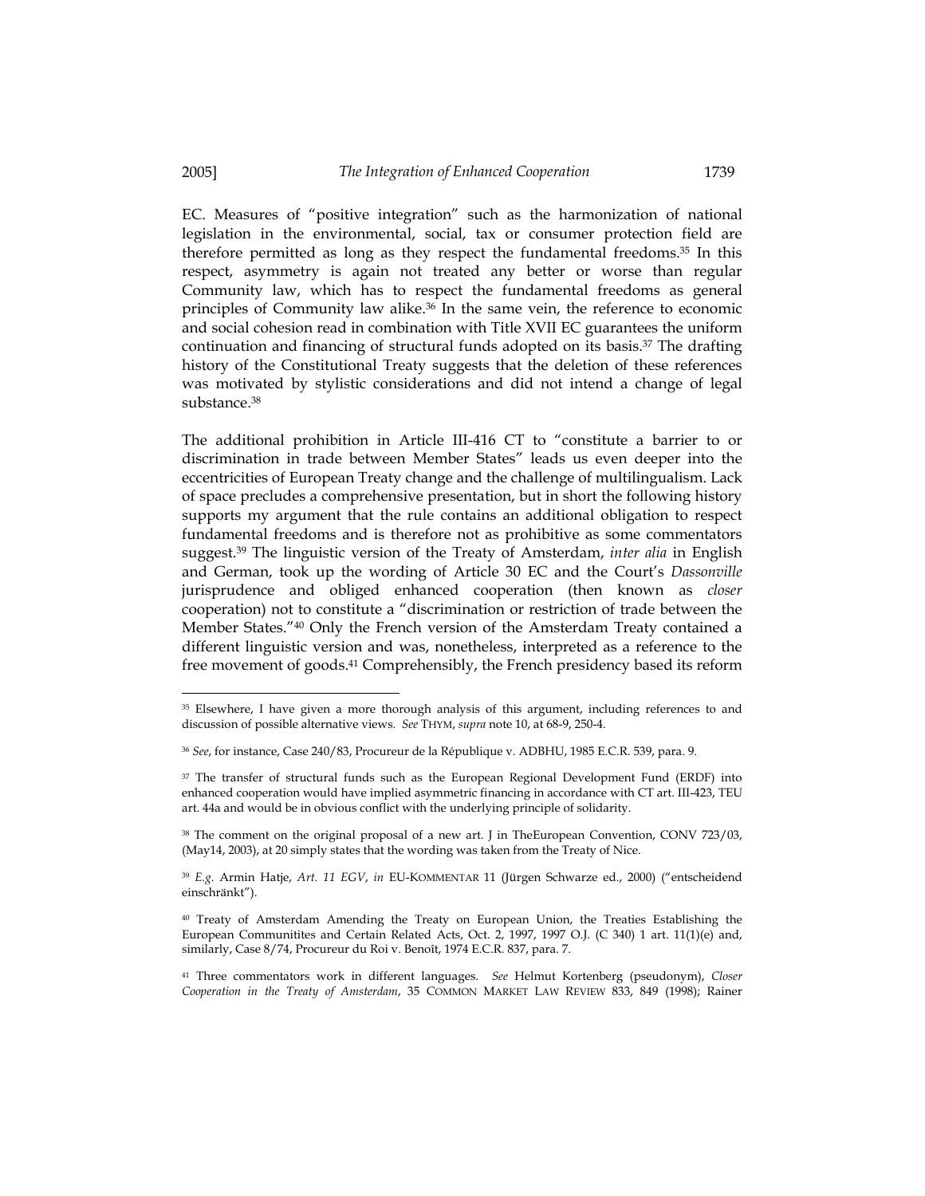EC. Measures of "positive integration" such as the harmonization of national legislation in the environmental, social, tax or consumer protection field are therefore permitted as long as they respect the fundamental freedoms.[35] In this respect, asymmetry is again not treated any better or worse than regular Community law, which has to respect the fundamental freedoms as general principles of Community law alike.[36] In the same vein, the reference to economic and social cohesion read in combination with Title XVII EC guarantees the uniform continuation and financing of structural funds adopted on its basis.[37] The drafting history of the Constitutional Treaty suggests that the deletion of these references was motivated by stylistic considerations and did not intend a change of legal substance.[38]

The additional prohibition in Article III-416 CT to "constitute a barrier to or discrimination in trade between Member States" leads us even deeper into the eccentricities of European Treaty change and the challenge of multilingualism. Lack of space precludes a comprehensive presentation, but in short the following history supports my argument that the rule contains an additional obligation to respect fundamental freedoms and is therefore not as prohibitive as some commentators suggest.[39] The linguistic version of the Treaty of Amsterdam, *inter alia* in English and German, took up the wording of Article 30 EC and the Court's *Dassonville* jurisprudence and obliged enhanced cooperation (then known as *closer* cooperation) not to constitute a "discrimination or restriction of trade between the Member States."[40] Only the French version of the Amsterdam Treaty contained a different linguistic version and was, nonetheless, interpreted as a reference to the free movement of goods.[41] Comprehensibly, the French presidency based its reform

---

[35] Elsewhere, I have given a more thorough analysis of this argument, including references to and discussion of possible alternative views. *See* THYM, *supra* note 10, at 68-9, 250-4.

[36] *See*, for instance, Case 240/83, Procureur de la République v. ADBHU, 1985 E.C.R. 539, para. 9.

[37] The transfer of structural funds such as the European Regional Development Fund (ERDF) into enhanced cooperation would have implied asymmetric financing in accordance with CT art. III-423, TEU art. 44a and would be in obvious conflict with the underlying principle of solidarity.

[38] The comment on the original proposal of a new art. J in TheEuropean Convention, CONV 723/03, (May14, 2003), at 20 simply states that the wording was taken from the Treaty of Nice.

[39] *E.g.* Armin Hatje, *Art. 11 EGV*, *in* EU-KOMMENTAR 11 (Jürgen Schwarze ed., 2000) ("entscheidend einschränkt").

[40] Treaty of Amsterdam Amending the Treaty on European Union, the Treaties Establishing the European Communitites and Certain Related Acts, Oct. 2, 1997, 1997 O.J. (C 340) 1 art. 11(1)(e) and, similarly, Case 8/74, Procureur du Roi v. Benoît, 1974 E.C.R. 837, para. 7.

[41] Three commentators work in different languages. *See* Helmut Kortenberg (pseudonym), *Closer Cooperation in the Treaty of Amsterdam*, 35 COMMON MARKET LAW REVIEW 833, 849 (1998); Rainer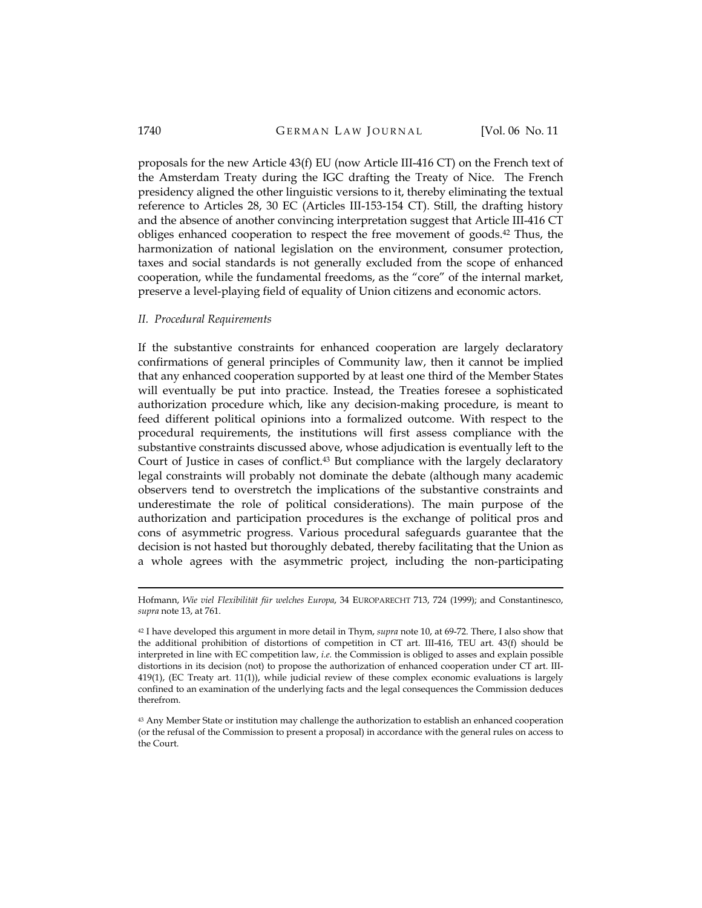proposals for the new Article 43(f) EU (now Article III-416 CT) on the French text of the Amsterdam Treaty during the IGC drafting the Treaty of Nice. The French presidency aligned the other linguistic versions to it, thereby eliminating the textual reference to Articles 28, 30 EC (Articles III-153-154 CT). Still, the drafting history and the absence of another convincing interpretation suggest that Article III-416 CT obliges enhanced cooperation to respect the free movement of goods.[42] Thus, the harmonization of national legislation on the environment, consumer protection, taxes and social standards is not generally excluded from the scope of enhanced cooperation, while the fundamental freedoms, as the "core" of the internal market, preserve a level-playing field of equality of Union citizens and economic actors.

### *II. Procedural Requirements*

If the substantive constraints for enhanced cooperation are largely declaratory confirmations of general principles of Community law, then it cannot be implied that any enhanced cooperation supported by at least one third of the Member States will eventually be put into practice. Instead, the Treaties foresee a sophisticated authorization procedure which, like any decision-making procedure, is meant to feed different political opinions into a formalized outcome. With respect to the procedural requirements, the institutions will first assess compliance with the substantive constraints discussed above, whose adjudication is eventually left to the Court of Justice in cases of conflict.[43] But compliance with the largely declaratory legal constraints will probably not dominate the debate (although many academic observers tend to overstretch the implications of the substantive constraints and underestimate the role of political considerations). The main purpose of the authorization and participation procedures is the exchange of political pros and cons of asymmetric progress. Various procedural safeguards guarantee that the decision is not hasted but thoroughly debated, thereby facilitating that the Union as a whole agrees with the asymmetric project, including the non-participating

---

Hofmann, *Wie viel Flexibilität für welches Europa*, 34 EUROPARECHT 713, 724 (1999); and Constantinesco, *supra* note 13, at 761.

[42] I have developed this argument in more detail in Thym, *supra* note 10, at 69-72. There, I also show that the additional prohibition of distortions of competition in CT art. III-416, TEU art. 43(f) should be interpreted in line with EC competition law, *i.e.* the Commission is obliged to asses and explain possible distortions in its decision (not) to propose the authorization of enhanced cooperation under CT art. III-419(1), (EC Treaty art. 11(1)), while judicial review of these complex economic evaluations is largely confined to an examination of the underlying facts and the legal consequences the Commission deduces therefrom.

[43] Any Member State or institution may challenge the authorization to establish an enhanced cooperation (or the refusal of the Commission to present a proposal) in accordance with the general rules on access to the Court.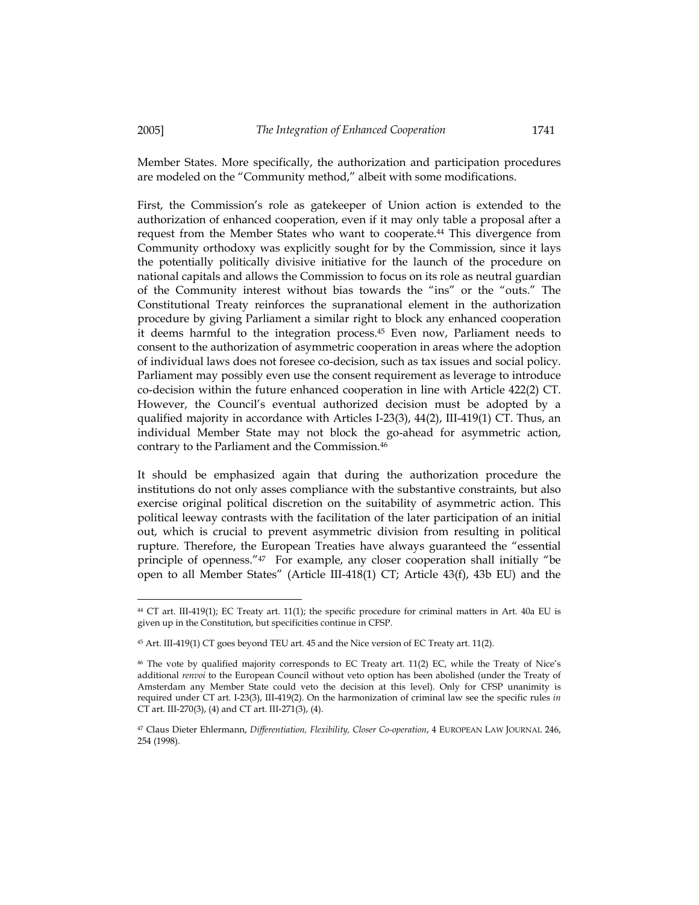Member States. More specifically, the authorization and participation procedures are modeled on the "Community method," albeit with some modifications.

First, the Commission's role as gatekeeper of Union action is extended to the authorization of enhanced cooperation, even if it may only table a proposal after a request from the Member States who want to cooperate.[44] This divergence from Community orthodoxy was explicitly sought for by the Commission, since it lays the potentially politically divisive initiative for the launch of the procedure on national capitals and allows the Commission to focus on its role as neutral guardian of the Community interest without bias towards the "ins" or the "outs." The Constitutional Treaty reinforces the supranational element in the authorization procedure by giving Parliament a similar right to block any enhanced cooperation it deems harmful to the integration process.[45] Even now, Parliament needs to consent to the authorization of asymmetric cooperation in areas where the adoption of individual laws does not foresee co-decision, such as tax issues and social policy. Parliament may possibly even use the consent requirement as leverage to introduce co-decision within the future enhanced cooperation in line with Article 422(2) CT. However, the Council's eventual authorized decision must be adopted by a qualified majority in accordance with Articles I-23(3), 44(2), III-419(1) CT. Thus, an individual Member State may not block the go-ahead for asymmetric action, contrary to the Parliament and the Commission.[46]

It should be emphasized again that during the authorization procedure the institutions do not only asses compliance with the substantive constraints, but also exercise original political discretion on the suitability of asymmetric action. This political leeway contrasts with the facilitation of the later participation of an initial out, which is crucial to prevent asymmetric division from resulting in political rupture. Therefore, the European Treaties have always guaranteed the "essential principle of openness."[47] For example, any closer cooperation shall initially "be open to all Member States" (Article III-418(1) CT; Article 43(f), 43b EU) and the

---

[44] CT art. III-419(1); EC Treaty art. 11(1); the specific procedure for criminal matters in Art. 40a EU is given up in the Constitution, but specificities continue in CFSP.

[45] Art. III-419(1) CT goes beyond TEU art. 45 and the Nice version of EC Treaty art. 11(2).

[46] The vote by qualified majority corresponds to EC Treaty art. 11(2) EC, while the Treaty of Nice's additional *renvoi* to the European Council without veto option has been abolished (under the Treaty of Amsterdam any Member State could veto the decision at this level). Only for CFSP unanimity is required under CT art. I-23(3), III-419(2). On the harmonization of criminal law see the specific rules *in* CT art. III-270(3), (4) and CT art. III-271(3), (4).

[47] Claus Dieter Ehlermann, *Differentiation, Flexibility, Closer Co-operation*, 4 EUROPEAN LAW JOURNAL 246, 254 (1998).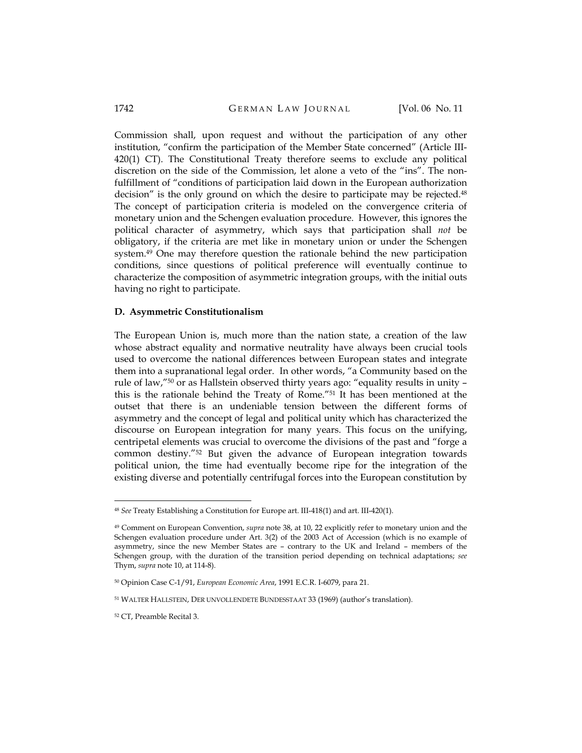Commission shall, upon request and without the participation of any other institution, "confirm the participation of the Member State concerned" (Article III-420(1) CT). The Constitutional Treaty therefore seems to exclude any political discretion on the side of the Commission, let alone a veto of the "ins". The non-fulfillment of "conditions of participation laid down in the European authorization decision" is the only ground on which the desire to participate may be rejected.[48] The concept of participation criteria is modeled on the convergence criteria of monetary union and the Schengen evaluation procedure. However, this ignores the political character of asymmetry, which says that participation shall *not* be obligatory, if the criteria are met like in monetary union or under the Schengen system.[49] One may therefore question the rationale behind the new participation conditions, since questions of political preference will eventually continue to characterize the composition of asymmetric integration groups, with the initial outs having no right to participate.

## D. Asymmetric Constitutionalism

The European Union is, much more than the nation state, a creation of the law whose abstract equality and normative neutrality have always been crucial tools used to overcome the national differences between European states and integrate them into a supranational legal order. In other words, "a Community based on the rule of law,"[50] or as Hallstein observed thirty years ago: "equality results in unity – this is the rationale behind the Treaty of Rome."[51] It has been mentioned at the outset that there is an undeniable tension between the different forms of asymmetry and the concept of legal and political unity which has characterized the discourse on European integration for many years. This focus on the unifying, centripetal elements was crucial to overcome the divisions of the past and "forge a common destiny."[52] But given the advance of European integration towards political union, the time had eventually become ripe for the integration of the existing diverse and potentially centrifugal forces into the European constitution by

---

[48] *See* Treaty Establishing a Constitution for Europe art. III-418(1) and art. III-420(1).

[49] Comment on European Convention, *supra* note 38, at 10, 22 explicitly refer to monetary union and the Schengen evaluation procedure under Art. 3(2) of the 2003 Act of Accession (which is no example of asymmetry, since the new Member States are – contrary to the UK and Ireland – members of the Schengen group, with the duration of the transition period depending on technical adaptations; *see* Thym, *supra* note 10, at 114-8).

[50] Opinion Case C-1/91, *European Economic Area*, 1991 E.C.R. I-6079, para 21.

[51] WALTER HALLSTEIN, DER UNVOLLENDETE BUNDESSTAAT 33 (1969) (author's translation).

[52] CT, Preamble Recital 3.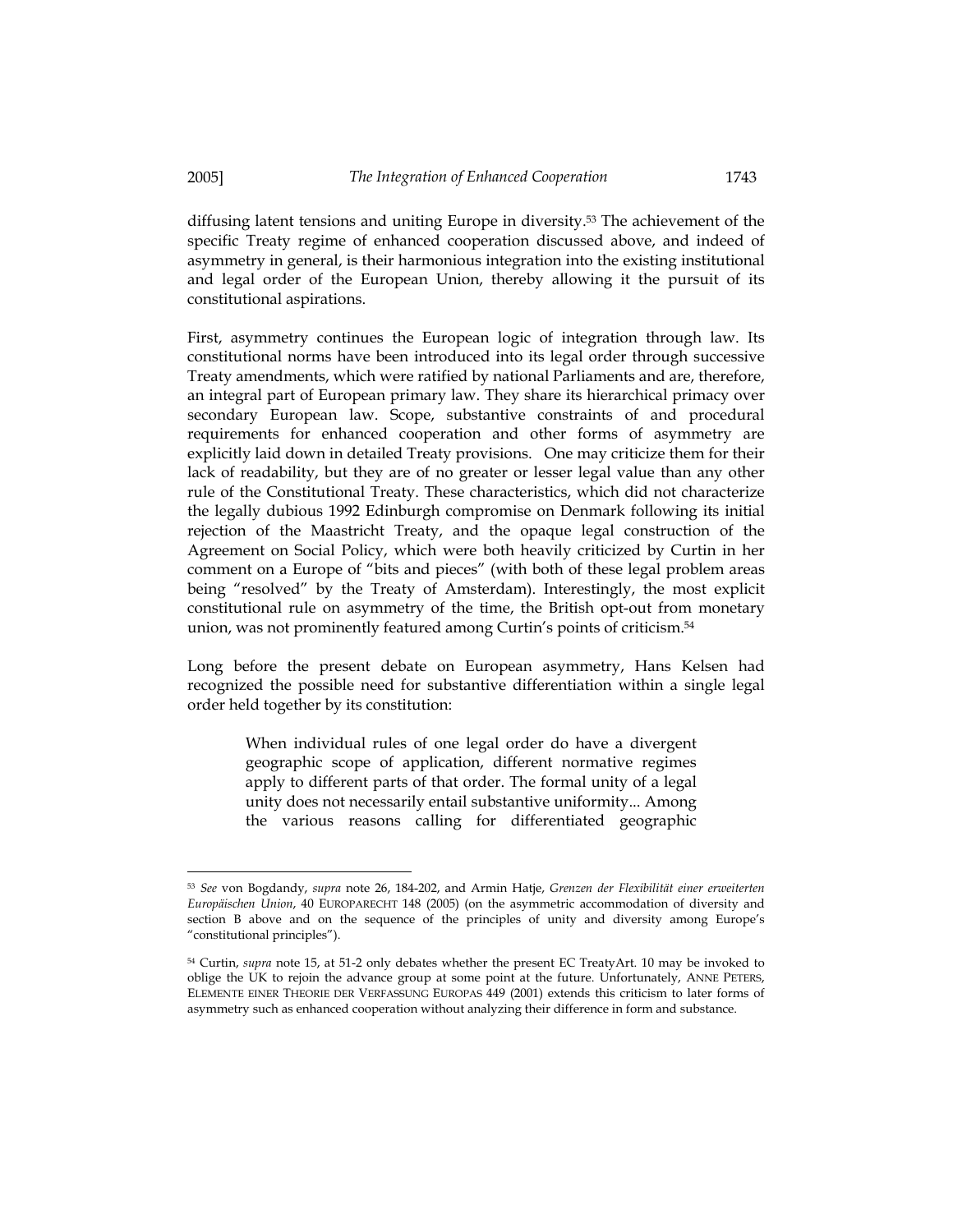diffusing latent tensions and uniting Europe in diversity.[53] The achievement of the specific Treaty regime of enhanced cooperation discussed above, and indeed of asymmetry in general, is their harmonious integration into the existing institutional and legal order of the European Union, thereby allowing it the pursuit of its constitutional aspirations.

First, asymmetry continues the European logic of integration through law. Its constitutional norms have been introduced into its legal order through successive Treaty amendments, which were ratified by national Parliaments and are, therefore, an integral part of European primary law. They share its hierarchical primacy over secondary European law. Scope, substantive constraints of and procedural requirements for enhanced cooperation and other forms of asymmetry are explicitly laid down in detailed Treaty provisions. One may criticize them for their lack of readability, but they are of no greater or lesser legal value than any other rule of the Constitutional Treaty. These characteristics, which did not characterize the legally dubious 1992 Edinburgh compromise on Denmark following its initial rejection of the Maastricht Treaty, and the opaque legal construction of the Agreement on Social Policy, which were both heavily criticized by Curtin in her comment on a Europe of "bits and pieces" (with both of these legal problem areas being "resolved" by the Treaty of Amsterdam). Interestingly, the most explicit constitutional rule on asymmetry of the time, the British opt-out from monetary union, was not prominently featured among Curtin's points of criticism.[54]

Long before the present debate on European asymmetry, Hans Kelsen had recognized the possible need for substantive differentiation within a single legal order held together by its constitution:

> When individual rules of one legal order do have a divergent geographic scope of application, different normative regimes apply to different parts of that order. The formal unity of a legal unity does not necessarily entail substantive uniformity... Among the various reasons calling for differentiated geographic

---

[53] *See* von Bogdandy, *supra* note 26, 184-202, and Armin Hatje, *Grenzen der Flexibilität einer erweiterten Europäischen Union*, 40 EUROPARECHT 148 (2005) (on the asymmetric accommodation of diversity and section B above and on the sequence of the principles of unity and diversity among Europe's "constitutional principles").

[54] Curtin, *supra* note 15, at 51-2 only debates whether the present EC TreatyArt. 10 may be invoked to oblige the UK to rejoin the advance group at some point at the future. Unfortunately, ANNE PETERS, ELEMENTE EINER THEORIE DER VERFASSUNG EUROPAS 449 (2001) extends this criticism to later forms of asymmetry such as enhanced cooperation without analyzing their difference in form and substance.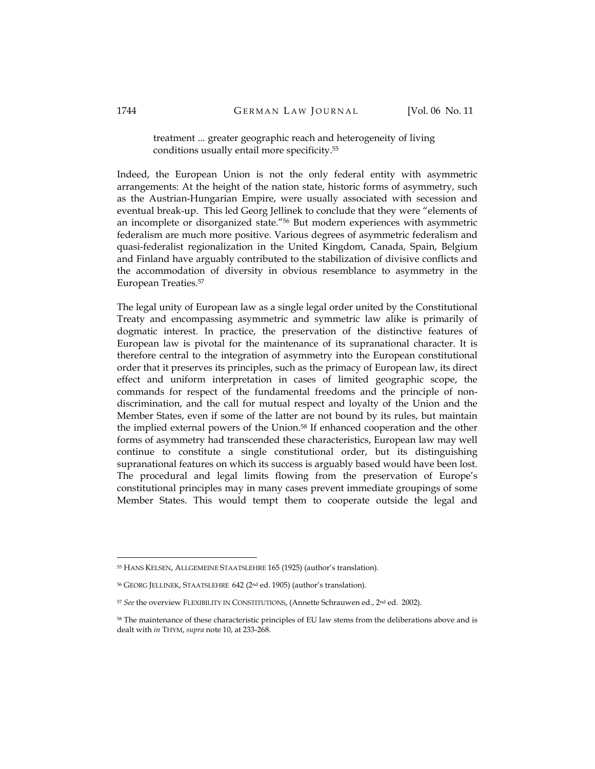> treatment ... greater geographic reach and heterogeneity of living conditions usually entail more specificity.[55]

Indeed, the European Union is not the only federal entity with asymmetric arrangements: At the height of the nation state, historic forms of asymmetry, such as the Austrian-Hungarian Empire, were usually associated with secession and eventual break-up. This led Georg Jellinek to conclude that they were "elements of an incomplete or disorganized state."[56] But modern experiences with asymmetric federalism are much more positive. Various degrees of asymmetric federalism and quasi-federalist regionalization in the United Kingdom, Canada, Spain, Belgium and Finland have arguably contributed to the stabilization of divisive conflicts and the accommodation of diversity in obvious resemblance to asymmetry in the European Treaties.[57]

The legal unity of European law as a single legal order united by the Constitutional Treaty and encompassing asymmetric and symmetric law alike is primarily of dogmatic interest. In practice, the preservation of the distinctive features of European law is pivotal for the maintenance of its supranational character. It is therefore central to the integration of asymmetry into the European constitutional order that it preserves its principles, such as the primacy of European law, its direct effect and uniform interpretation in cases of limited geographic scope, the commands for respect of the fundamental freedoms and the principle of non-discrimination, and the call for mutual respect and loyalty of the Union and the Member States, even if some of the latter are not bound by its rules, but maintain the implied external powers of the Union.[58] If enhanced cooperation and the other forms of asymmetry had transcended these characteristics, European law may well continue to constitute a single constitutional order, but its distinguishing supranational features on which its success is arguably based would have been lost. The procedural and legal limits flowing from the preservation of Europe's constitutional principles may in many cases prevent immediate groupings of some Member States. This would tempt them to cooperate outside the legal and

---

[55] HANS KELSEN, ALLGEMEINE STAATSLEHRE 165 (1925) (author's translation).

[56] GEORG JELLINEK, STAATSLEHRE 642 (2nd ed. 1905) (author's translation).

[57] *See* the overview FLEXIBILITY IN CONSTITUTIONS, (Annette Schrauwen ed., 2nd ed. 2002).

[58] The maintenance of these characteristic principles of EU law stems from the deliberations above and is dealt with *in* THYM, *supra* note 10, at 233-268.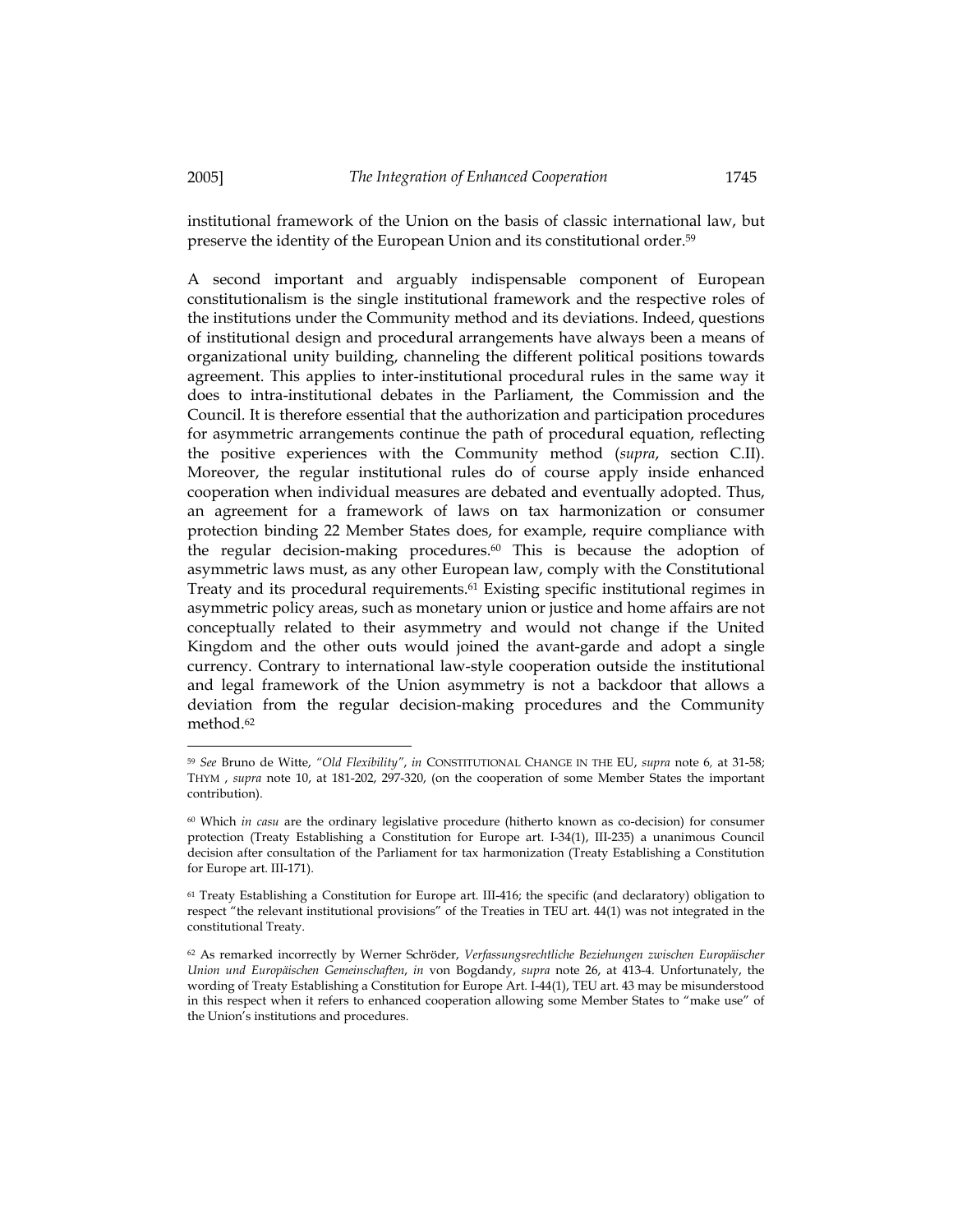institutional framework of the Union on the basis of classic international law, but preserve the identity of the European Union and its constitutional order.[59]

A second important and arguably indispensable component of European constitutionalism is the single institutional framework and the respective roles of the institutions under the Community method and its deviations. Indeed, questions of institutional design and procedural arrangements have always been a means of organizational unity building, channeling the different political positions towards agreement. This applies to inter-institutional procedural rules in the same way it does to intra-institutional debates in the Parliament, the Commission and the Council. It is therefore essential that the authorization and participation procedures for asymmetric arrangements continue the path of procedural equation, reflecting the positive experiences with the Community method (*supra*, section C.II). Moreover, the regular institutional rules do of course apply inside enhanced cooperation when individual measures are debated and eventually adopted. Thus, an agreement for a framework of laws on tax harmonization or consumer protection binding 22 Member States does, for example, require compliance with the regular decision-making procedures.[60] This is because the adoption of asymmetric laws must, as any other European law, comply with the Constitutional Treaty and its procedural requirements.[61] Existing specific institutional regimes in asymmetric policy areas, such as monetary union or justice and home affairs are not conceptually related to their asymmetry and would not change if the United Kingdom and the other outs would joined the avant-garde and adopt a single currency. Contrary to international law-style cooperation outside the institutional and legal framework of the Union asymmetry is not a backdoor that allows a deviation from the regular decision-making procedures and the Community method.[62]

---

[59] *See* Bruno de Witte, *"Old Flexibility"*, *in* CONSTITUTIONAL CHANGE IN THE EU, *supra* note 6, at 31-58; THYM , *supra* note 10, at 181-202, 297-320, (on the cooperation of some Member States the important contribution).

[60] Which *in casu* are the ordinary legislative procedure (hitherto known as co-decision) for consumer protection (Treaty Establishing a Constitution for Europe art. I-34(1), III-235) a unanimous Council decision after consultation of the Parliament for tax harmonization (Treaty Establishing a Constitution for Europe art. III-171).

[61] Treaty Establishing a Constitution for Europe art. III-416; the specific (and declaratory) obligation to respect "the relevant institutional provisions" of the Treaties in TEU art. 44(1) was not integrated in the constitutional Treaty.

[62] As remarked incorrectly by Werner Schröder, *Verfassungsrechtliche Beziehungen zwischen Europäischer Union und Europäischen Gemeinschaften*, *in* von Bogdandy, *supra* note 26, at 413-4. Unfortunately, the wording of Treaty Establishing a Constitution for Europe Art. I-44(1), TEU art. 43 may be misunderstood in this respect when it refers to enhanced cooperation allowing some Member States to "make use" of the Union's institutions and procedures.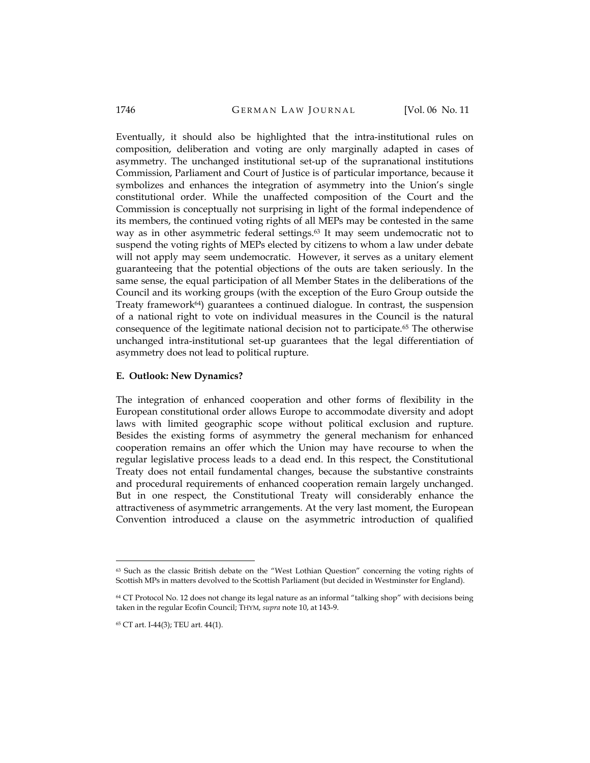Eventually, it should also be highlighted that the intra-institutional rules on composition, deliberation and voting are only marginally adapted in cases of asymmetry. The unchanged institutional set-up of the supranational institutions Commission, Parliament and Court of Justice is of particular importance, because it symbolizes and enhances the integration of asymmetry into the Union's single constitutional order. While the unaffected composition of the Court and the Commission is conceptually not surprising in light of the formal independence of its members, the continued voting rights of all MEPs may be contested in the same way as in other asymmetric federal settings.[63] It may seem undemocratic not to suspend the voting rights of MEPs elected by citizens to whom a law under debate will not apply may seem undemocratic. However, it serves as a unitary element guaranteeing that the potential objections of the outs are taken seriously. In the same sense, the equal participation of all Member States in the deliberations of the Council and its working groups (with the exception of the Euro Group outside the Treaty framework[64]) guarantees a continued dialogue. In contrast, the suspension of a national right to vote on individual measures in the Council is the natural consequence of the legitimate national decision not to participate.[65] The otherwise unchanged intra-institutional set-up guarantees that the legal differentiation of asymmetry does not lead to political rupture.

## E. Outlook: New Dynamics?

The integration of enhanced cooperation and other forms of flexibility in the European constitutional order allows Europe to accommodate diversity and adopt laws with limited geographic scope without political exclusion and rupture. Besides the existing forms of asymmetry the general mechanism for enhanced cooperation remains an offer which the Union may have recourse to when the regular legislative process leads to a dead end. In this respect, the Constitutional Treaty does not entail fundamental changes, because the substantive constraints and procedural requirements of enhanced cooperation remain largely unchanged. But in one respect, the Constitutional Treaty will considerably enhance the attractiveness of asymmetric arrangements. At the very last moment, the European Convention introduced a clause on the asymmetric introduction of qualified

---

[63] Such as the classic British debate on the "West Lothian Question" concerning the voting rights of Scottish MPs in matters devolved to the Scottish Parliament (but decided in Westminster for England).

[64] CT Protocol No. 12 does not change its legal nature as an informal "talking shop" with decisions being taken in the regular Ecofin Council; THYM, *supra* note 10, at 143-9.

[65] CT art. I-44(3); TEU art. 44(1).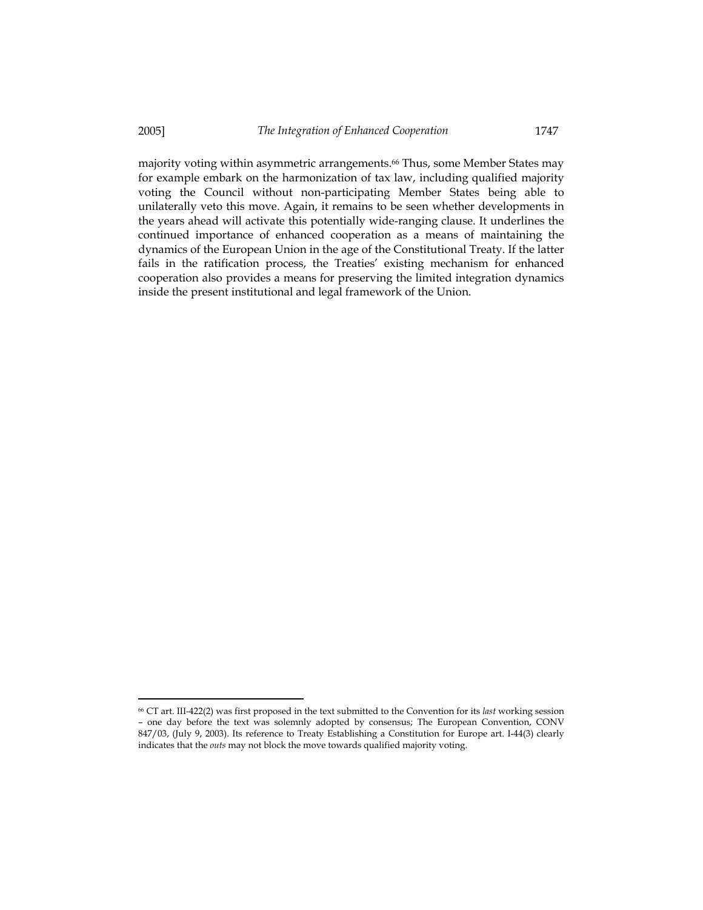majority voting within asymmetric arrangements.[66] Thus, some Member States may for example embark on the harmonization of tax law, including qualified majority voting the Council without non-participating Member States being able to unilaterally veto this move. Again, it remains to be seen whether developments in the years ahead will activate this potentially wide-ranging clause. It underlines the continued importance of enhanced cooperation as a means of maintaining the dynamics of the European Union in the age of the Constitutional Treaty. If the latter fails in the ratification process, the Treaties' existing mechanism for enhanced cooperation also provides a means for preserving the limited integration dynamics inside the present institutional and legal framework of the Union.

---

[66] CT art. III-422(2) was first proposed in the text submitted to the Convention for its *last* working session – one day before the text was solemnly adopted by consensus; The European Convention, CONV 847/03, (July 9, 2003). Its reference to Treaty Establishing a Constitution for Europe art. I-44(3) clearly indicates that the *outs* may not block the move towards qualified majority voting.